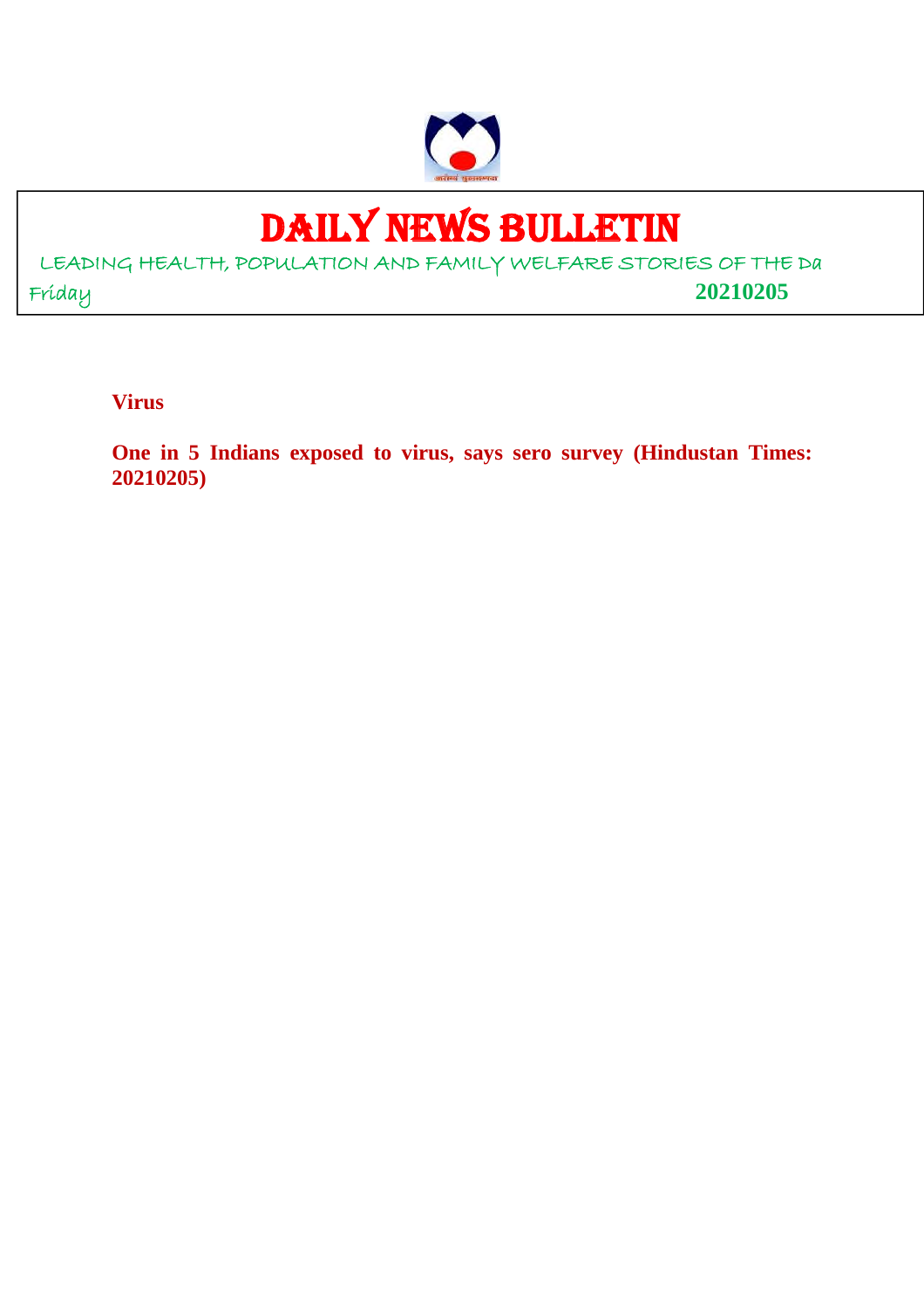# DAILY NEWS BULLETIN

LEADING HEALTH, POPULATION AND FAMILY WELFARE STORIES OF THE Da

Friday **20210205**

**Virus**

**One in 5 Indians exposed to virus, says sero survey (Hindustan Times: 20210205)**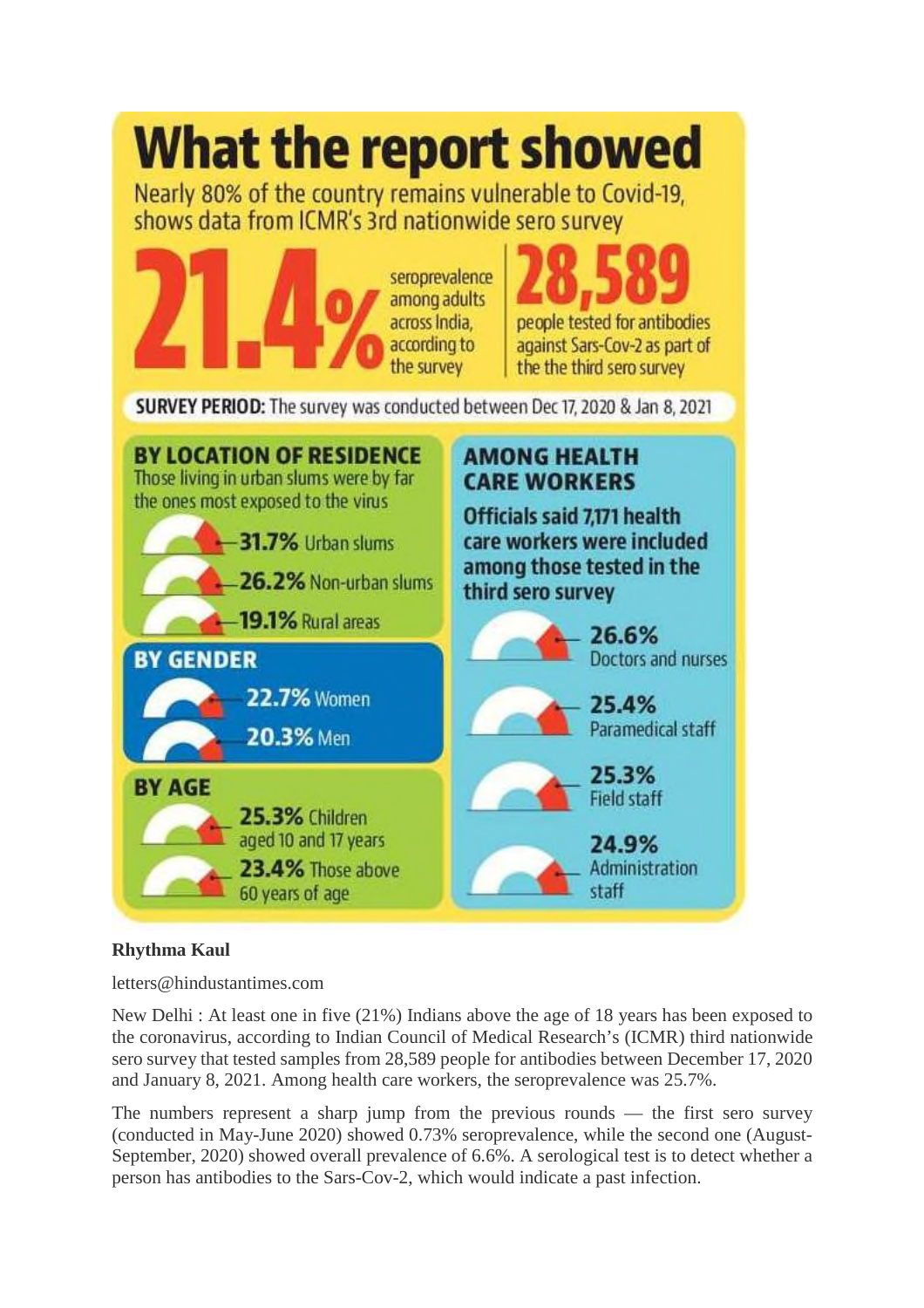# What the report showed

Nearly 80% of the country remains vulnerable to Covid-19, shows data from ICMR's 3rd nationwide sero survey

**21.4%** seroprevalence among adults across India, according to the survey

**28,589** people tested for antibodies against Sars-Cov-2 as part of the the third sero survey

**SURVEY PERIOD:** The survey was conducted between Dec 17, 2020 & Jan 8, 2021

### BY LOCATION OF RESIDENCE

Those living in urban slums were by far the ones most exposed to the virus

- **31.7%** Urban slums
- **26.2%** Non-urban slums
- **19.1%** Rural areas

### BY GENDER

- **22.7%** Women
- **20.3%** Men

### BY AGE

- **25.3%** Children aged 10 and 17 years
- **23.4%** Those above 60 years of age

### AMONG HEALTH CARE WORKERS

**Officials said 7,171 health care workers were included among those tested in the third sero survey**

- **26.6%** Doctors and nurses
- **25.4%** Paramedical staff
- **25.3%** Field staff
- **24.9%** Administration staff

**Rhythma Kaul**

letters@hindustantimes.com

New Delhi : At least one in five (21%) Indians above the age of 18 years has been exposed to the coronavirus, according to Indian Council of Medical Research's (ICMR) third nationwide sero survey that tested samples from 28,589 people for antibodies between December 17, 2020 and January 8, 2021. Among health care workers, the seroprevalence was 25.7%.

The numbers represent a sharp jump from the previous rounds — the first sero survey (conducted in May-June 2020) showed 0.73% seroprevalence, while the second one (August-September, 2020) showed overall prevalence of 6.6%. A serological test is to detect whether a person has antibodies to the Sars-Cov-2, which would indicate a past infection.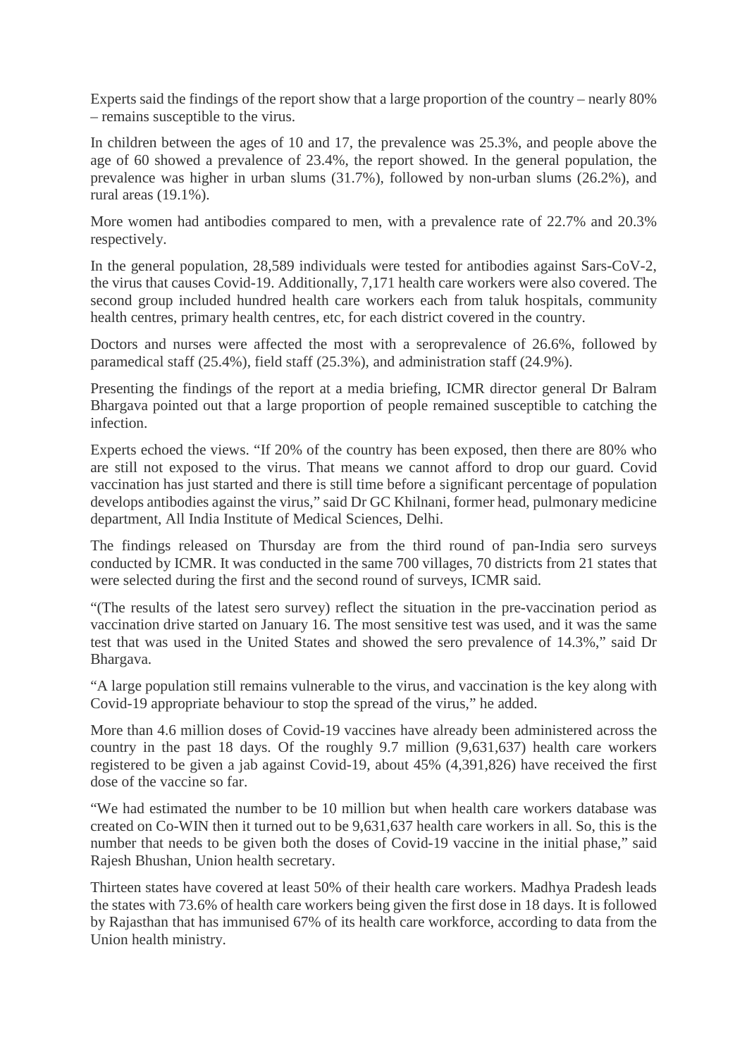Experts said the findings of the report show that a large proportion of the country – nearly 80% – remains susceptible to the virus.

In children between the ages of 10 and 17, the prevalence was 25.3%, and people above the age of 60 showed a prevalence of 23.4%, the report showed. In the general population, the prevalence was higher in urban slums (31.7%), followed by non-urban slums (26.2%), and rural areas (19.1%).

More women had antibodies compared to men, with a prevalence rate of 22.7% and 20.3% respectively.

In the general population, 28,589 individuals were tested for antibodies against Sars-CoV-2, the virus that causes Covid-19. Additionally, 7,171 health care workers were also covered. The second group included hundred health care workers each from taluk hospitals, community health centres, primary health centres, etc, for each district covered in the country.

Doctors and nurses were affected the most with a seroprevalence of 26.6%, followed by paramedical staff (25.4%), field staff (25.3%), and administration staff (24.9%).

Presenting the findings of the report at a media briefing, ICMR director general Dr Balram Bhargava pointed out that a large proportion of people remained susceptible to catching the infection.

Experts echoed the views. "If 20% of the country has been exposed, then there are 80% who are still not exposed to the virus. That means we cannot afford to drop our guard. Covid vaccination has just started and there is still time before a significant percentage of population develops antibodies against the virus," said Dr GC Khilnani, former head, pulmonary medicine department, All India Institute of Medical Sciences, Delhi.

The findings released on Thursday are from the third round of pan-India sero surveys conducted by ICMR. It was conducted in the same 700 villages, 70 districts from 21 states that were selected during the first and the second round of surveys, ICMR said.

"(The results of the latest sero survey) reflect the situation in the pre-vaccination period as vaccination drive started on January 16. The most sensitive test was used, and it was the same test that was used in the United States and showed the sero prevalence of 14.3%," said Dr Bhargava.

"A large population still remains vulnerable to the virus, and vaccination is the key along with Covid-19 appropriate behaviour to stop the spread of the virus," he added.

More than 4.6 million doses of Covid-19 vaccines have already been administered across the country in the past 18 days. Of the roughly 9.7 million (9,631,637) health care workers registered to be given a jab against Covid-19, about 45% (4,391,826) have received the first dose of the vaccine so far.

"We had estimated the number to be 10 million but when health care workers database was created on Co-WIN then it turned out to be 9,631,637 health care workers in all. So, this is the number that needs to be given both the doses of Covid-19 vaccine in the initial phase," said Rajesh Bhushan, Union health secretary.

Thirteen states have covered at least 50% of their health care workers. Madhya Pradesh leads the states with 73.6% of health care workers being given the first dose in 18 days. It is followed by Rajasthan that has immunised 67% of its health care workforce, according to data from the Union health ministry.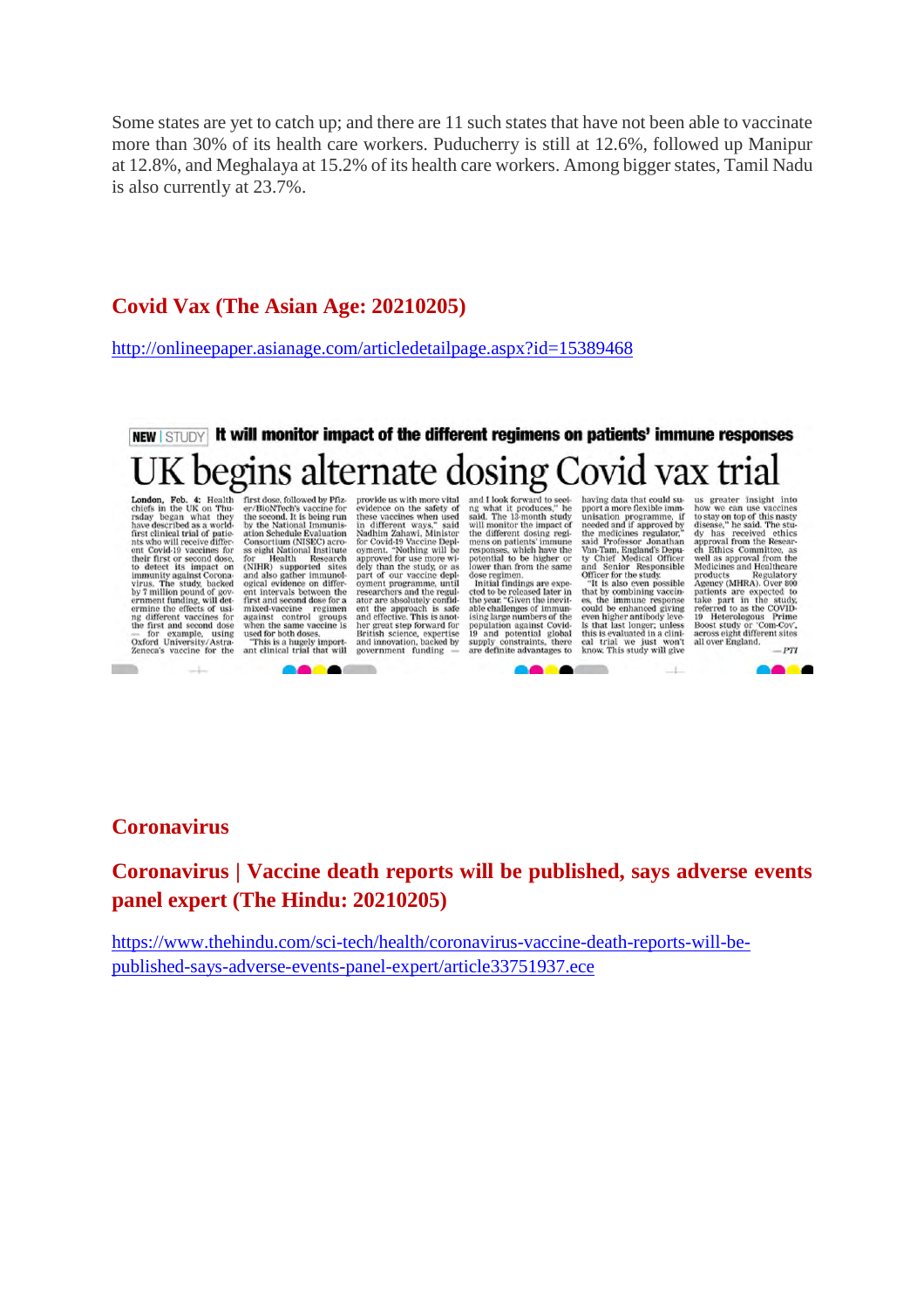Some states are yet to catch up; and there are 11 such states that have not been able to vaccinate more than 30% of its health care workers. Puducherry is still at 12.6%, followed up Manipur at 12.8%, and Meghalaya at 15.2% of its health care workers. Among bigger states, Tamil Nadu is also currently at 23.7%.

## Covid Vax (The Asian Age: 20210205)

http://onlineepaper.asianage.com/articledetailpage.aspx?id=15389468

NEW | STUDY **It will monitor impact of the different regimens on patients' immune responses**

# UK begins alternate dosing Covid vax trial

**London, Feb. 4:** Health chiefs in the UK on Thursday began what they have described as a world-first clinical trial of patients who will receive different Covid-19 vaccines for their first or second dose, to detect its impact on immunity against Coronavirus. The study, backed by 7 million pound of government funding, will determine the effects of using different vaccines for the first and second dose — for example, using Oxford University/AstraZeneca's vaccine for the first dose, followed by Pfizer/BioNTech's vaccine for the second. It is being run by the National Immunisation Schedule Evaluation Consortium (NISEC) across eight National Institute for Health Research (NIHR) supported sites and also gather immunological evidence on different intervals between the first and second dose for a mixed-vaccine regimen against control groups when the same vaccine is used for both doses.

"This is a hugely important clinical trial that will provide us with more vital evidence on the safety of these vaccines when used in different ways," said Nadhim Zahawi, Minister for Covid-19 Vaccine Deployment. "Nothing will be approved for use more widely than the study, or as part of our vaccine deployment programme, until researchers and the regulator are absolutely confident the approach is safe and effective. This is another great step forward for British science, expertise and innovation, backed by government funding — and I look forward to seeing what it produces," he said. The 13-month study will monitor the impact of the different dosing regimens on patients' immune responses, which have the potential to be higher or lower than from the same dose regimen.

Initial findings are expected to be released later in the year. "Given the inevitable challenges of immunising large numbers of the population against Covid-19 and potential global supply constraints, there are definite advantages to having data that could support a more flexible immunisation programme, if needed and if approved by the medicines regulator," said Professor Jonathan Van-Tam, England's Deputy Chief Medical Officer and Senior Responsible Officer for the study.

"It is also even possible that by combining vaccines, the immune response could be enhanced giving even higher antibody levels that last longer; unless this is evaluated in a clinical trial we just won't know. This study will give us greater insight into how we can use vaccines to stay on top of this nasty disease," he said. The study has received ethics approval from the Research Ethics Committee, as well as approval from the Medicines and Healthcare products Regulatory Agency (MHRA). Over 800 patients are expected to take part in the study, referred to as the COVID-19 Heterologous Prime Boost study or 'Com-Cov', across eight different sites all over England.

— *PTI*

## Coronavirus

## Coronavirus | Vaccine death reports will be published, says adverse events panel expert (The Hindu: 20210205)

https://www.thehindu.com/sci-tech/health/coronavirus-vaccine-death-reports-will-be-published-says-adverse-events-panel-expert/article33751937.ece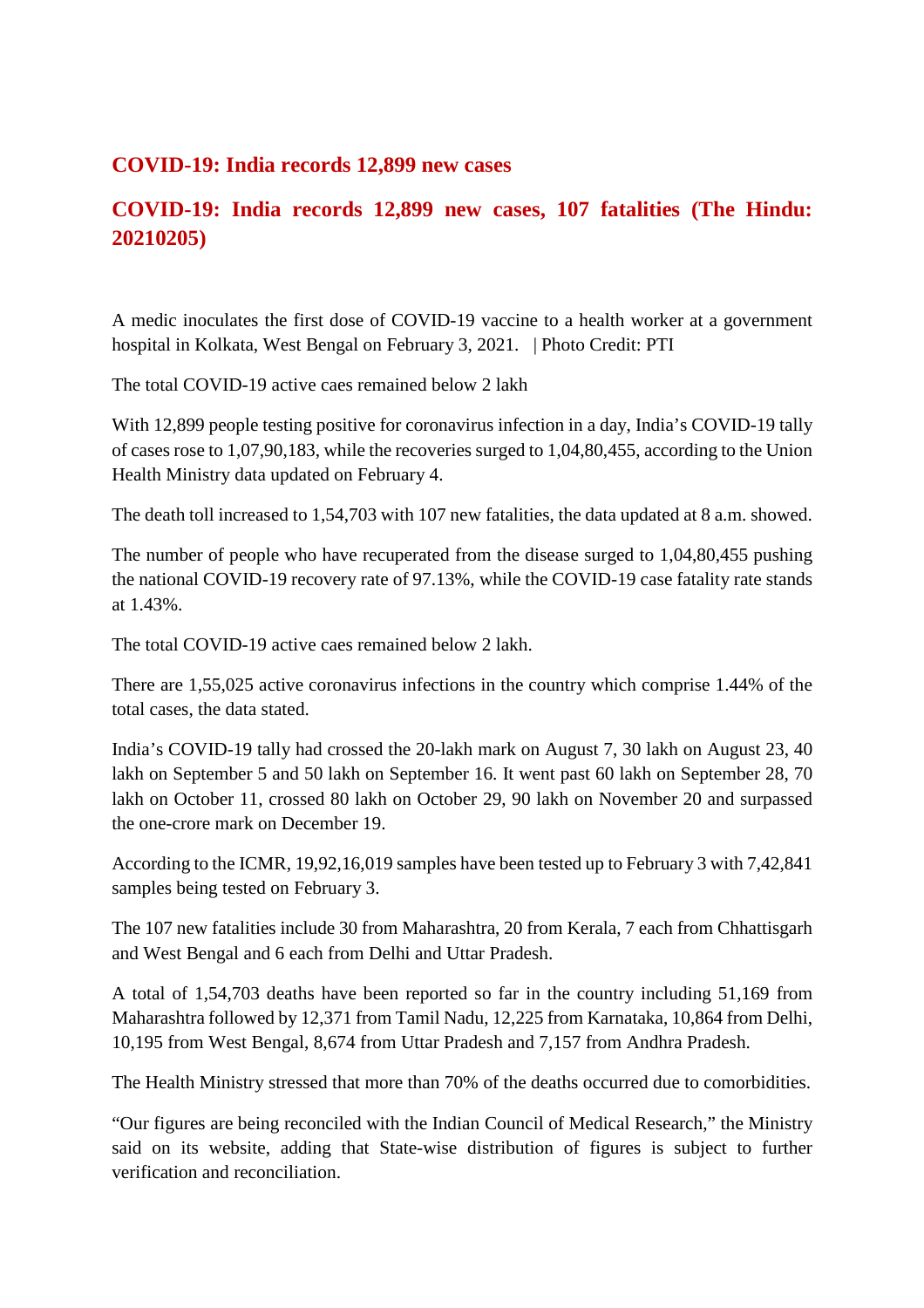## COVID-19: India records 12,899 new cases

## COVID-19: India records 12,899 new cases, 107 fatalities (The Hindu: 20210205)

A medic inoculates the first dose of COVID-19 vaccine to a health worker at a government hospital in Kolkata, West Bengal on February 3, 2021. | Photo Credit: PTI

The total COVID-19 active caes remained below 2 lakh

With 12,899 people testing positive for coronavirus infection in a day, India's COVID-19 tally of cases rose to 1,07,90,183, while the recoveries surged to 1,04,80,455, according to the Union Health Ministry data updated on February 4.

The death toll increased to 1,54,703 with 107 new fatalities, the data updated at 8 a.m. showed.

The number of people who have recuperated from the disease surged to 1,04,80,455 pushing the national COVID-19 recovery rate of 97.13%, while the COVID-19 case fatality rate stands at 1.43%.

The total COVID-19 active caes remained below 2 lakh.

There are 1,55,025 active coronavirus infections in the country which comprise 1.44% of the total cases, the data stated.

India's COVID-19 tally had crossed the 20-lakh mark on August 7, 30 lakh on August 23, 40 lakh on September 5 and 50 lakh on September 16. It went past 60 lakh on September 28, 70 lakh on October 11, crossed 80 lakh on October 29, 90 lakh on November 20 and surpassed the one-crore mark on December 19.

According to the ICMR, 19,92,16,019 samples have been tested up to February 3 with 7,42,841 samples being tested on February 3.

The 107 new fatalities include 30 from Maharashtra, 20 from Kerala, 7 each from Chhattisgarh and West Bengal and 6 each from Delhi and Uttar Pradesh.

A total of 1,54,703 deaths have been reported so far in the country including 51,169 from Maharashtra followed by 12,371 from Tamil Nadu, 12,225 from Karnataka, 10,864 from Delhi, 10,195 from West Bengal, 8,674 from Uttar Pradesh and 7,157 from Andhra Pradesh.

The Health Ministry stressed that more than 70% of the deaths occurred due to comorbidities.

"Our figures are being reconciled with the Indian Council of Medical Research," the Ministry said on its website, adding that State-wise distribution of figures is subject to further verification and reconciliation.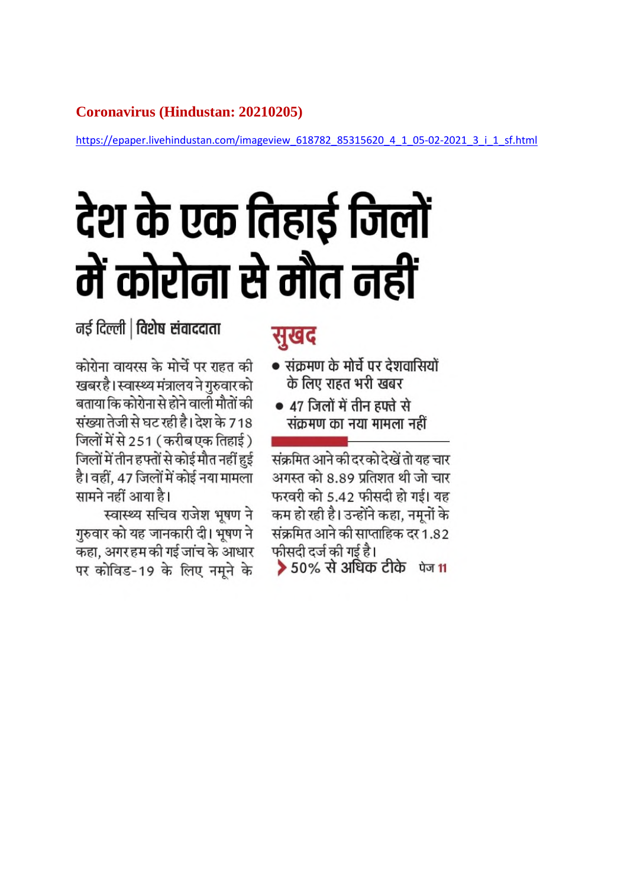**Coronavirus (Hindustan: 20210205)**

https://epaper.livehindustan.com/imageview_618782_85315620_4_1_05-02-2021_3_i_1_sf.html

# देश के एक तिहाई जिलों में कोरोना से मौत नहीं

नई दिल्ली | विशेष संवाददाता

कोरोना वायरस के मोर्चे पर राहत की खबर है। स्वास्थ्य मंत्रालय ने गुरुवार को बताया कि कोरोना से होने वाली मौतों की संख्या तेजी से घट रही है। देश के 718 जिलों में से 251 (करीब एक तिहाई) जिलों में तीन हफ्तों से कोई मौत नहीं हुई है। वहीं, 47 जिलों में कोई नया मामला सामने नहीं आया है।

स्वास्थ्य सचिव राजेश भूषण ने गुरुवार को यह जानकारी दी। भूषण ने कहा, अगर हम की गई जांच के आधार पर कोविड-19 के लिए नमूने के

## सुखद

- संक्रमण के मोर्चे पर देशवासियों के लिए राहत भरी खबर
- 47 जिलों में तीन हफ्ते से संक्रमण का नया मामला नहीं

संक्रमित आने की दर को देखें तो यह चार अगस्त को 8.89 प्रतिशत थी जो चार फरवरी को 5.42 फीसदी हो गई। यह कम हो रही है। उन्होंने कहा, नमूनों के संक्रमित आने की साप्ताहिक दर 1.82 फीसदी दर्ज की गई है।

**> 50% से अधिक टीके** पेज 11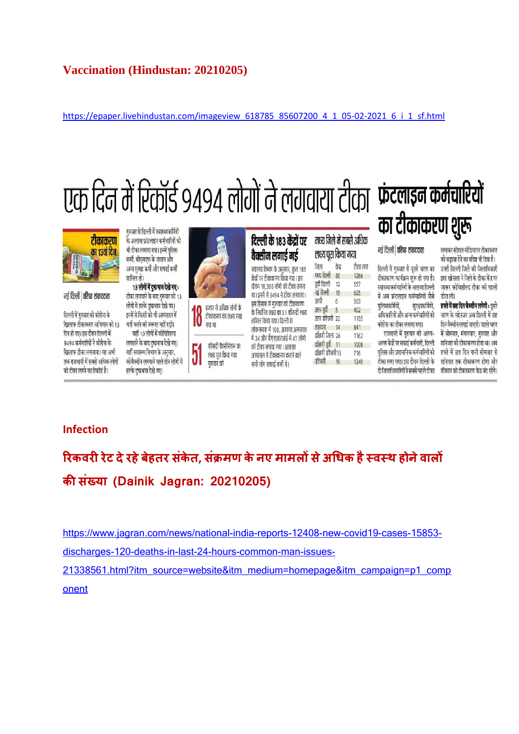# Vaccination (Hindustan: 20210205)

https://epaper.livehindustan.com/imageview_618785_85607200_4_1_05-02-2021_6_i_1_sf.html

## एक दिन में रिकॉर्ड 9494 लोगों ने लगवाया टीका

**टीकाकरण का 13वां दिन**

नई दिल्ली | वरिष्ठ संवाददाता

दिल्ली में गुरुवार को कोरोना के खिलाफ टीकाकरण अभियान को 13 दिन हो गए। इस दौरान दिल्ली में 9494 कर्मचारियों ने कोरोना के खिलाफ टीका लगवाया। यह अभी तक राजधानी में सबसे अधिक लोगों को टीका लगने का रिकॉर्ड है।

गुरुवार से दिल्ली में स्वास्थ्यकर्मियों के अलावा फ्रंटलाइन कर्मचारियों को भी टीका लगाया गया। इनमें पुलिस कर्मी, बीएसएफ के जवान और अन्य सुरक्षा कर्मी और सफाई कर्मी शामिल रहे।

**13 लोगों में दुष्प्रभाव देखे गए :** टीका लगवाने के बाद गुरुवार को 13 लोगों में हल्के दुष्प्रभाव देखे गए। इनमें से किसी को भी अस्पताल में भर्ती करने की जरूरत नहीं पड़ी।

वहीं 10 लोगों में कोविशिल्ड लगवाने के बाद दुष्प्रभाव देखे गए। वहीं स्वास्थ्य विभाग के अनुसार, कोवैक्सीन लगवाने वाले तीन लोगों में हल्के दुष्प्रभाव देखे गए।

**18** हजार से अधिक लोगों के टीकाकरण का लक्ष्य रखा गया था

**51** फीसदी वैक्सीनेशन का लक्ष्य पूरा किया गया गुरुवार को

### दिल्ली के 183 केंद्रों पर वैक्सीन लगाई गई

स्वास्थ्य विभाग के अनुसार, कुल 183 केंद्रों पर टीकाकरण किया गया। इस दौरान 18,300 लोगों को टीका लगना था। इनमें से 9494 ने टीका लगवाया। इस हिसाब से गुरुवार को टीकाकरण के निर्धारित लक्ष्य का 51 फीसदी लक्ष्य हासिल किया गया। दिल्ली के लोकनायक में 100, आकाश अस्पताल में 24 और पीएसआरआई में 47 लोगों को टीका लगाया गया। आकाश अस्पताल में टीकाकरण कराने वाले सभी लोग सफाई कर्मी थे।

### मध्य जिले में सबसे अधिक लक्ष्य पूरा किया गया

| जिला | केंद्र | टीका लगा |
|---|---|---|
| मध्य दिल्ली | 30 | 1266 |
| पूर्वी दिल्ली | 12 | 557 |
| नई दिल्ली | 15 | 605 |
| उत्तरी | 6 | 563 |
| उत्तर पूर्वी | 5 | 402 |
| उत्तर पश्चिमी | 22 | 1135 |
| शाहदरा | 14 | 841 |
| दक्षिणी जिला | 26 | 1162 |
| दक्षिणी पूर्वी | 11 | 1008 |
| दक्षिणी पश्चिमी | 15 | 716 |
| पश्चिमी | 19 | 1240 |

## फ्रंटलाइन कर्मचारियों का टीकाकरण शुरू

नई दिल्ली | वरिष्ठ संवाददाता

दिल्ली में गुरुवार से दूसरे चरण का टीकाकरण कार्यक्रम शुरू हो गया है। स्वास्थ्य कर्मचारियों के अलावा दिल्ली में अब फ्रंटलाइन कर्मचारियों जैसे पुलिसकर्मियों, सुरक्षाकर्मियों, अधिकारियों और अन्य कर्मचारियों को कोरोना का टीका लगाया गया।

राजधानी में गुरुवार को अलग-अलग केंद्रों पर सफाई कर्मचारी, दिल्ली पुलिस और प्रशासनिक कर्मचारियों को टीका लगा गया। इस दौरान दिल्ली के दो जिलाधिकारियों ने सबसे पहले टीका लगाकर सोशल मीडिया पर टीकाकरण को बढ़ावा देने का संदेश भी दिया है। उत्तरी दिल्ली जिले की जिलाधिकारी इशा खोसला ने जिले के टीका केंद्र पर जाकर कोविशील्ड टीका की पहली डोज ली।

**हफ्ते में छह दिन वैक्सीन लगेगी :** दूसरे चरण के मद्देनजर अब दिल्ली में छह दिन वैक्सीन लगाई जाएगी। पहले चरण में सोमवार, मंगलवार, गुरुवार और शनिवार को टीकाकरण होता था। अब हफ्ते में छह दिन यानी सोमवार से शनिवार तक टीकाकरण होगा और रविवार को टीकाकरण केंद्र बंद रहेंगे।

# Infection

## रिकवरी रेट दे रहे बेहतर संकेत, संक्रमण के नए मामलों से अधिक है स्वस्थ होने वालों की संख्या (Dainik Jagran: 20210205)

https://www.jagran.com/news/national-india-reports-12408-new-covid19-cases-15853-discharges-120-deaths-in-last-24-hours-common-man-issues-21338561.html?itm_source=website&itm_medium=homepage&itm_campaign=p1_component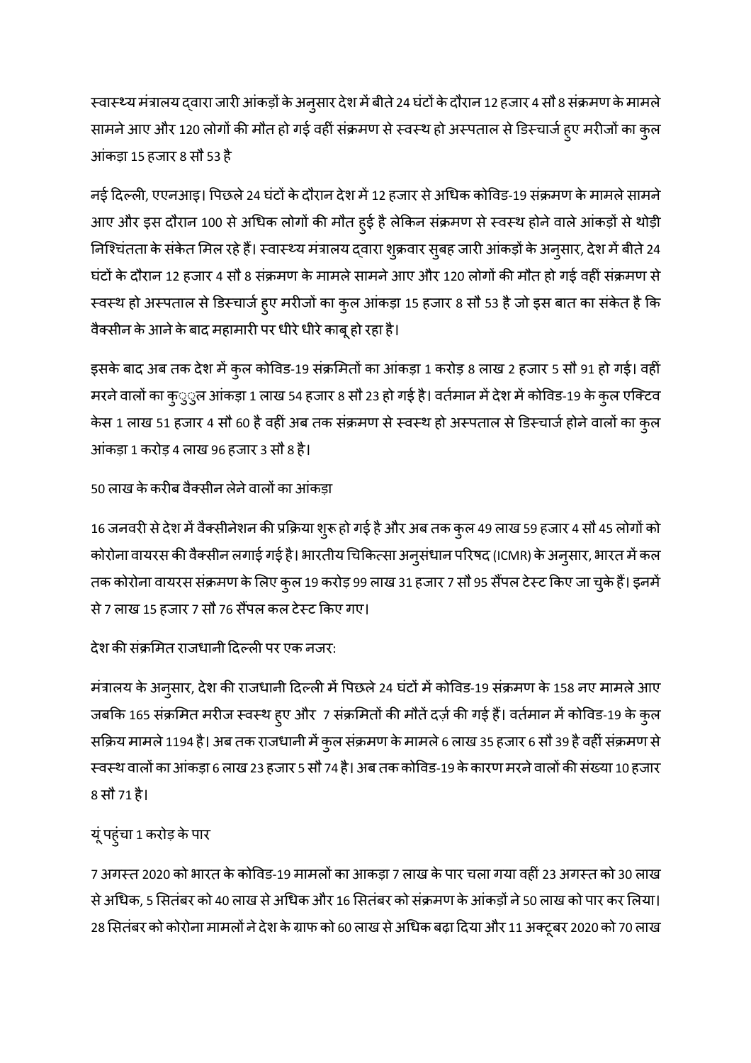स्वास्थ्य मंत्रालय द्वारा जारी आंकड़ों के अनुसार देश में बीते 24 घंटों के दौरान 12 हजार 4 सौ 8 संक्रमण के मामले सामने आए और 120 लोगों की मौत हो गई वहीं संक्रमण से स्वस्थ हो अस्पताल से डिस्चार्ज हुए मरीजों का कुल आंकड़ा 15 हजार 8 सौ 53 है

नई दिल्ली, एएनआइ। पिछले 24 घंटों के दौरान देश में 12 हजार से अधिक कोविड-19 संक्रमण के मामले सामने आए और इस दौरान 100 से अधिक लोगों की मौत हुई है लेकिन संक्रमण से स्वस्थ होने वाले आंकड़ों से थोड़ी निश्चिंतता के संकेत मिल रहे हैं। स्वास्थ्य मंत्रालय द्वारा शुक्रवार सुबह जारी आंकड़ों के अनुसार, देश में बीते 24 घंटों के दौरान 12 हजार 4 सौ 8 संक्रमण के मामले सामने आए और 120 लोगों की मौत हो गई वहीं संक्रमण से स्वस्थ हो अस्पताल से डिस्चार्ज हुए मरीजों का कुल आंकड़ा 15 हजार 8 सौ 53 है जो इस बात का संकेत है कि वैक्सीन के आने के बाद महामारी पर धीरे धीरे काबू हो रहा है।

इसके बाद अब तक देश में कुल कोविड-19 संक्रमितों का आंकड़ा 1 करोड़ 8 लाख 2 हजार 5 सौ 91 हो गई। वहीं मरने वालों का कुुल आंकड़ा 1 लाख 54 हजार 8 सौ 23 हो गई है। वर्तमान में देश में कोविड-19 के कुल एक्टिव केस 1 लाख 51 हजार 4 सौ 60 है वहीं अब तक संक्रमण से स्वस्थ हो अस्पताल से डिस्चार्ज होने वालों का कुल आंकड़ा 1 करोड़ 4 लाख 96 हजार 3 सौ 8 है।

50 लाख के करीब वैक्सीन लेने वालों का आंकड़ा

16 जनवरी से देश में वैक्सीनेशन की प्रक्रिया शुरू हो गई है और अब तक कुल 49 लाख 59 हजार 4 सौ 45 लोगों को कोरोना वायरस की वैक्सीन लगाई गई है। भारतीय चिकित्सा अनुसंधान परिषद (ICMR) के अनुसार, भारत में कल तक कोरोना वायरस संक्रमण के लिए कुल 19 करोड़ 99 लाख 31 हजार 7 सौ 95 सैंपल टेस्ट किए जा चुके हैं। इनमें से 7 लाख 15 हजार 7 सौ 76 सैंपल कल टेस्ट किए गए।

देश की संक्रमित राजधानी दिल्ली पर एक नजर:

मंत्रालय के अनुसार, देश की राजधानी दिल्ली में पिछले 24 घंटों में कोविड-19 संक्रमण के 158 नए मामले आए जबकि 165 संक्रमित मरीज स्वस्थ हुए और 7 संक्रमितों की मौतें दर्ज़ की गई हैं। वर्तमान में कोविड-19 के कुल सक्रिय मामले 1194 है। अब तक राजधानी में कुल संक्रमण के मामले 6 लाख 35 हजार 6 सौ 39 है वहीं संक्रमण से स्वस्थ वालों का आंकड़ा 6 लाख 23 हजार 5 सौ 74 है। अब तक कोविड-19 के कारण मरने वालों की संख्या 10 हजार 8 सौ 71 है।

यूं पहुंचा 1 करोड़ के पार

7 अगस्त 2020 को भारत के कोविड-19 मामलों का आकड़ा 7 लाख के पार चला गया वहीं 23 अगस्त को 30 लाख से अधिक, 5 सितंबर को 40 लाख से अधिक और 16 सितंबर को संक्रमण के आंकड़ों ने 50 लाख को पार कर लिया। 28 सितंबर को कोरोना मामलों ने देश के ग्राफ को 60 लाख से अधिक बढ़ा दिया और 11 अक्टूबर 2020 को 70 लाख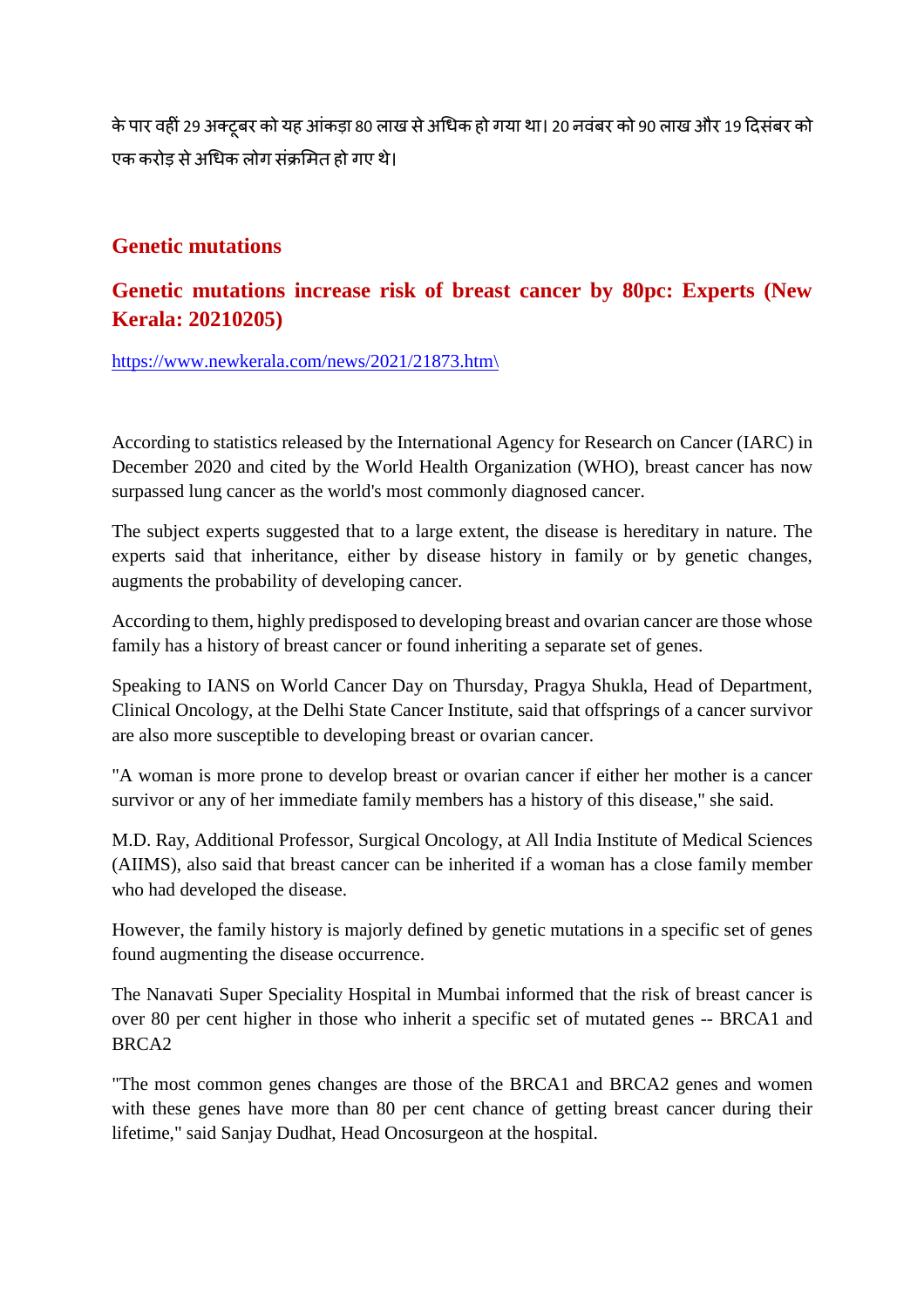के पार वहीं 29 अक्टूबर को यह आंकड़ा 80 लाख से अधिक हो गया था। 20 नवंबर को 90 लाख और 19 दिसंबर को एक करोड़ से अधिक लोग संक्रमित हो गए थे।

## Genetic mutations

## Genetic mutations increase risk of breast cancer by 80pc: Experts (New Kerala: 20210205)

https://www.newkerala.com/news/2021/21873.htm\

According to statistics released by the International Agency for Research on Cancer (IARC) in December 2020 and cited by the World Health Organization (WHO), breast cancer has now surpassed lung cancer as the world's most commonly diagnosed cancer.

The subject experts suggested that to a large extent, the disease is hereditary in nature. The experts said that inheritance, either by disease history in family or by genetic changes, augments the probability of developing cancer.

According to them, highly predisposed to developing breast and ovarian cancer are those whose family has a history of breast cancer or found inheriting a separate set of genes.

Speaking to IANS on World Cancer Day on Thursday, Pragya Shukla, Head of Department, Clinical Oncology, at the Delhi State Cancer Institute, said that offsprings of a cancer survivor are also more susceptible to developing breast or ovarian cancer.

"A woman is more prone to develop breast or ovarian cancer if either her mother is a cancer survivor or any of her immediate family members has a history of this disease," she said.

M.D. Ray, Additional Professor, Surgical Oncology, at All India Institute of Medical Sciences (AIIMS), also said that breast cancer can be inherited if a woman has a close family member who had developed the disease.

However, the family history is majorly defined by genetic mutations in a specific set of genes found augmenting the disease occurrence.

The Nanavati Super Speciality Hospital in Mumbai informed that the risk of breast cancer is over 80 per cent higher in those who inherit a specific set of mutated genes -- BRCA1 and BRCA2

"The most common genes changes are those of the BRCA1 and BRCA2 genes and women with these genes have more than 80 per cent chance of getting breast cancer during their lifetime," said Sanjay Dudhat, Head Oncosurgeon at the hospital.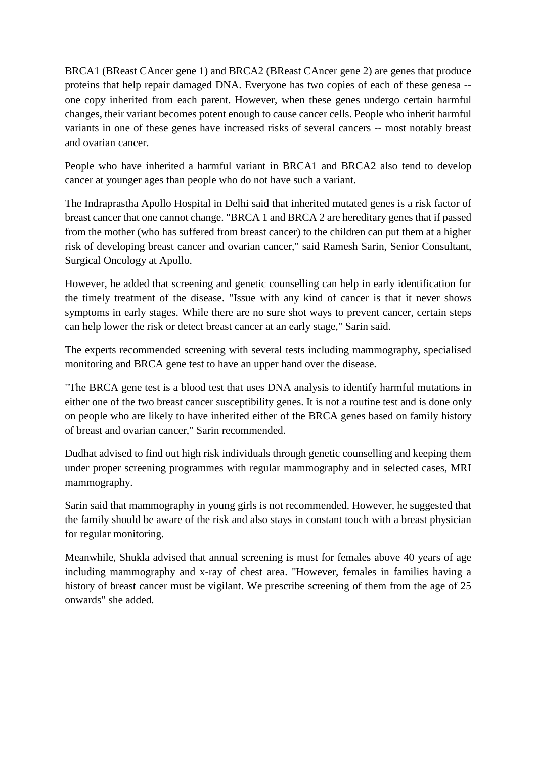BRCA1 (BReast CAncer gene 1) and BRCA2 (BReast CAncer gene 2) are genes that produce proteins that help repair damaged DNA. Everyone has two copies of each of these genesa -- one copy inherited from each parent. However, when these genes undergo certain harmful changes, their variant becomes potent enough to cause cancer cells. People who inherit harmful variants in one of these genes have increased risks of several cancers -- most notably breast and ovarian cancer.

People who have inherited a harmful variant in BRCA1 and BRCA2 also tend to develop cancer at younger ages than people who do not have such a variant.

The Indraprastha Apollo Hospital in Delhi said that inherited mutated genes is a risk factor of breast cancer that one cannot change. "BRCA 1 and BRCA 2 are hereditary genes that if passed from the mother (who has suffered from breast cancer) to the children can put them at a higher risk of developing breast cancer and ovarian cancer," said Ramesh Sarin, Senior Consultant, Surgical Oncology at Apollo.

However, he added that screening and genetic counselling can help in early identification for the timely treatment of the disease. "Issue with any kind of cancer is that it never shows symptoms in early stages. While there are no sure shot ways to prevent cancer, certain steps can help lower the risk or detect breast cancer at an early stage," Sarin said.

The experts recommended screening with several tests including mammography, specialised monitoring and BRCA gene test to have an upper hand over the disease.

"The BRCA gene test is a blood test that uses DNA analysis to identify harmful mutations in either one of the two breast cancer susceptibility genes. It is not a routine test and is done only on people who are likely to have inherited either of the BRCA genes based on family history of breast and ovarian cancer," Sarin recommended.

Dudhat advised to find out high risk individuals through genetic counselling and keeping them under proper screening programmes with regular mammography and in selected cases, MRI mammography.

Sarin said that mammography in young girls is not recommended. However, he suggested that the family should be aware of the risk and also stays in constant touch with a breast physician for regular monitoring.

Meanwhile, Shukla advised that annual screening is must for females above 40 years of age including mammography and x-ray of chest area. "However, females in families having a history of breast cancer must be vigilant. We prescribe screening of them from the age of 25 onwards" she added.